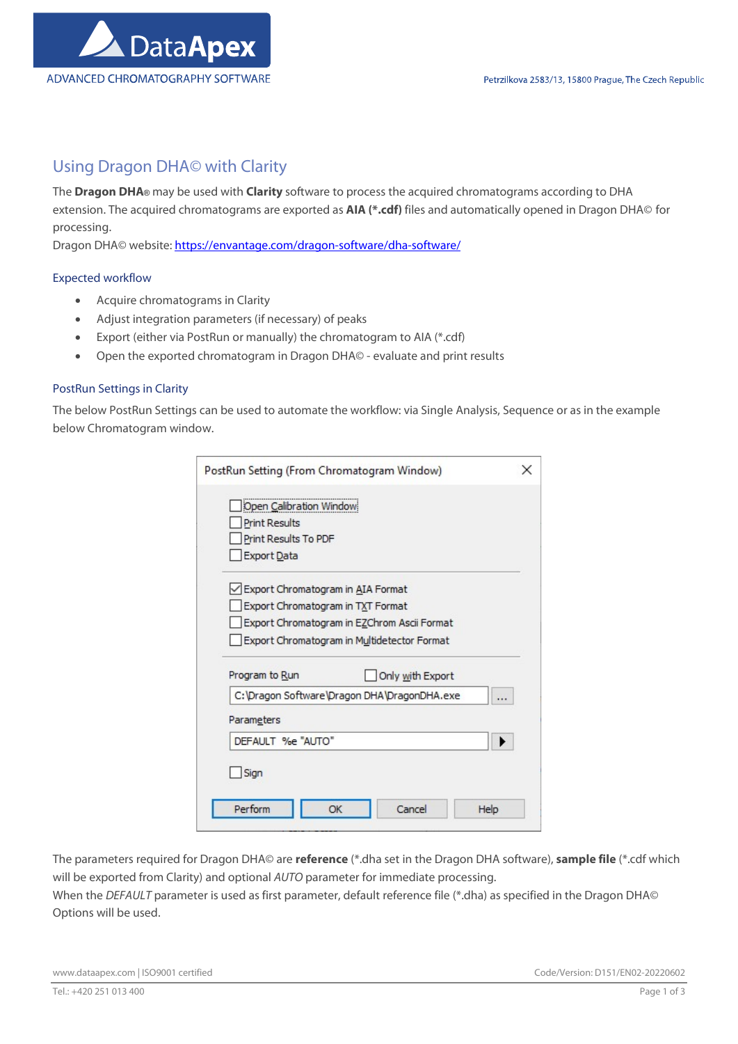# Using Dragon DHA© with Clarity

The **Dragon DHA**® may be used with **Clarity** software to process the acquired chromatograms according to DHA extension. The acquired chromatograms are exported as **AIA (*.cdf)** files and automatically opened in Dragon DHA© for processing.

Dragon DHA© website: https://envantage.com/dragon-software/dha-software/

## Expected workflow

- Acquire chromatograms in Clarity
- Adjust integration parameters (if necessary) of peaks
- Export (either via PostRun or manually) the chromatogram to AIA (*.cdf)
- Open the exported chromatogram in Dragon DHA© - evaluate and print results

## PostRun Settings in Clarity

The below PostRun Settings can be used to automate the workflow: via Single Analysis, Sequence or as in the example below Chromatogram window.

PostRun Setting (From Chromatogram Window)

- [ ] Open Calibration Window
- [ ] Print Results
- [ ] Print Results To PDF
- [ ] Export Data
- [x] Export Chromatogram in AIA Format
- [ ] Export Chromatogram in TXT Format
- [ ] Export Chromatogram in EZChrom Ascii Format
- [ ] Export Chromatogram in Multidetector Format

Program to Run: C:\Dragon Software\Dragon DHA\DragonDHA.exe — [ ] Only with Export

Parameters: DEFAULT %e "AUTO"

- [ ] Sign

Perform | OK | Cancel | Help

The parameters required for Dragon DHA© are **reference** (*.dha set in the Dragon DHA software), **sample file** (*.cdf which will be exported from Clarity) and optional *AUTO* parameter for immediate processing.

When the *DEFAULT* parameter is used as first parameter, default reference file (*.dha) as specified in the Dragon DHA© Options will be used.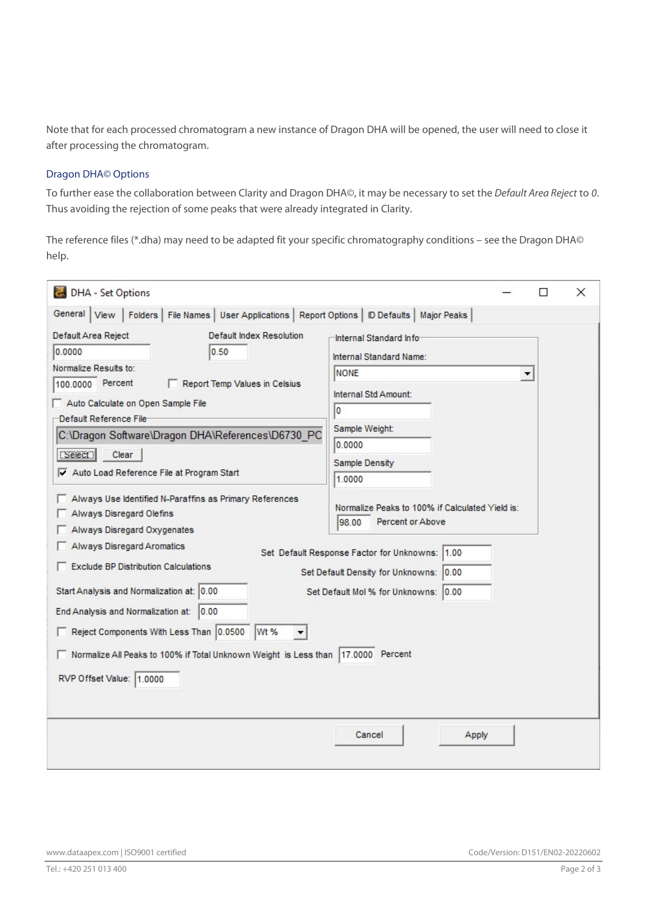Note that for each processed chromatogram a new instance of Dragon DHA will be opened, the user will need to close it after processing the chromatogram.

## Dragon DHA© Options

To further ease the collaboration between Clarity and Dragon DHA©, it may be necessary to set the *Default Area Reject* to *0*. Thus avoiding the rejection of some peaks that were already integrated in Clarity.

The reference files (*.dha) may need to be adapted fit your specific chromatography conditions – see the Dragon DHA© help.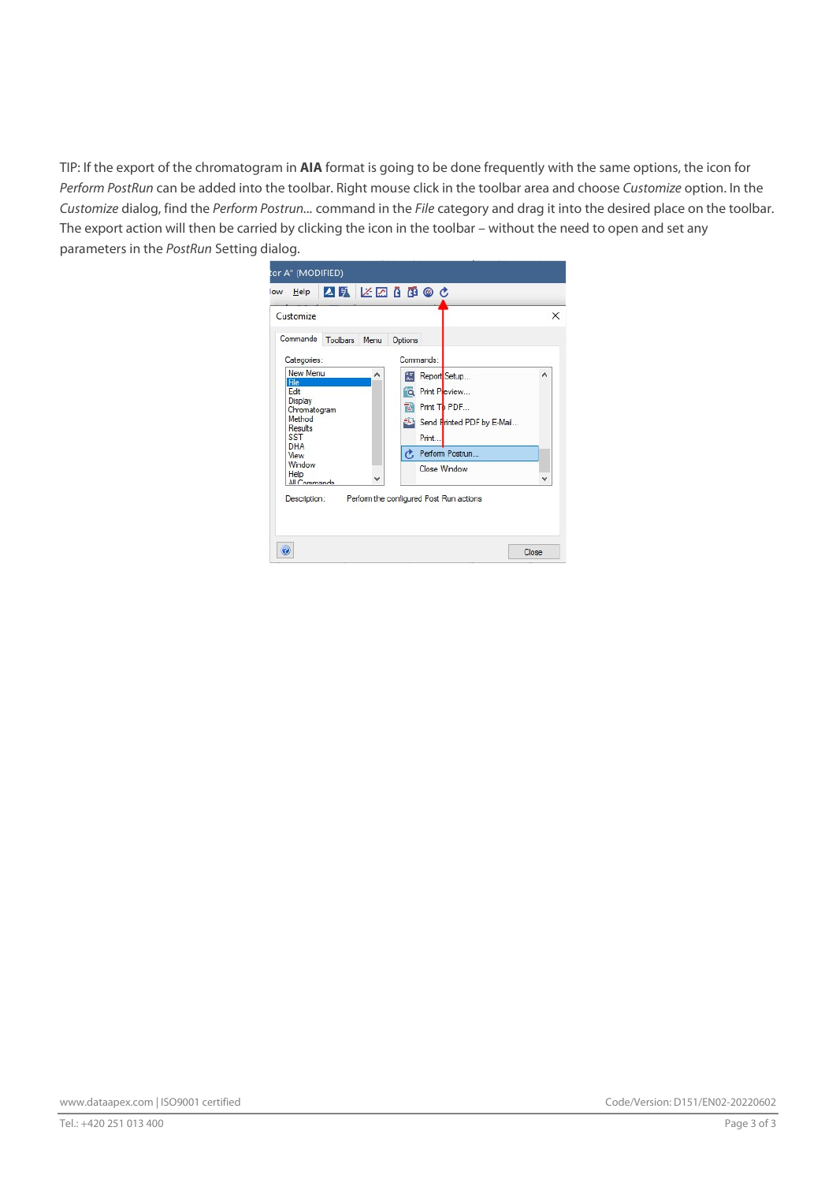TIP: If the export of the chromatogram in **AIA** format is going to be done frequently with the same options, the icon for *Perform PostRun* can be added into the toolbar. Right mouse click in the toolbar area and choose *Customize* option. In the *Customize* dialog, find the *Perform Postrun...* command in the *File* category and drag it into the desired place on the toolbar. The export action will then be carried by clicking the icon in the toolbar – without the need to open and set any parameters in the *PostRun* Setting dialog.